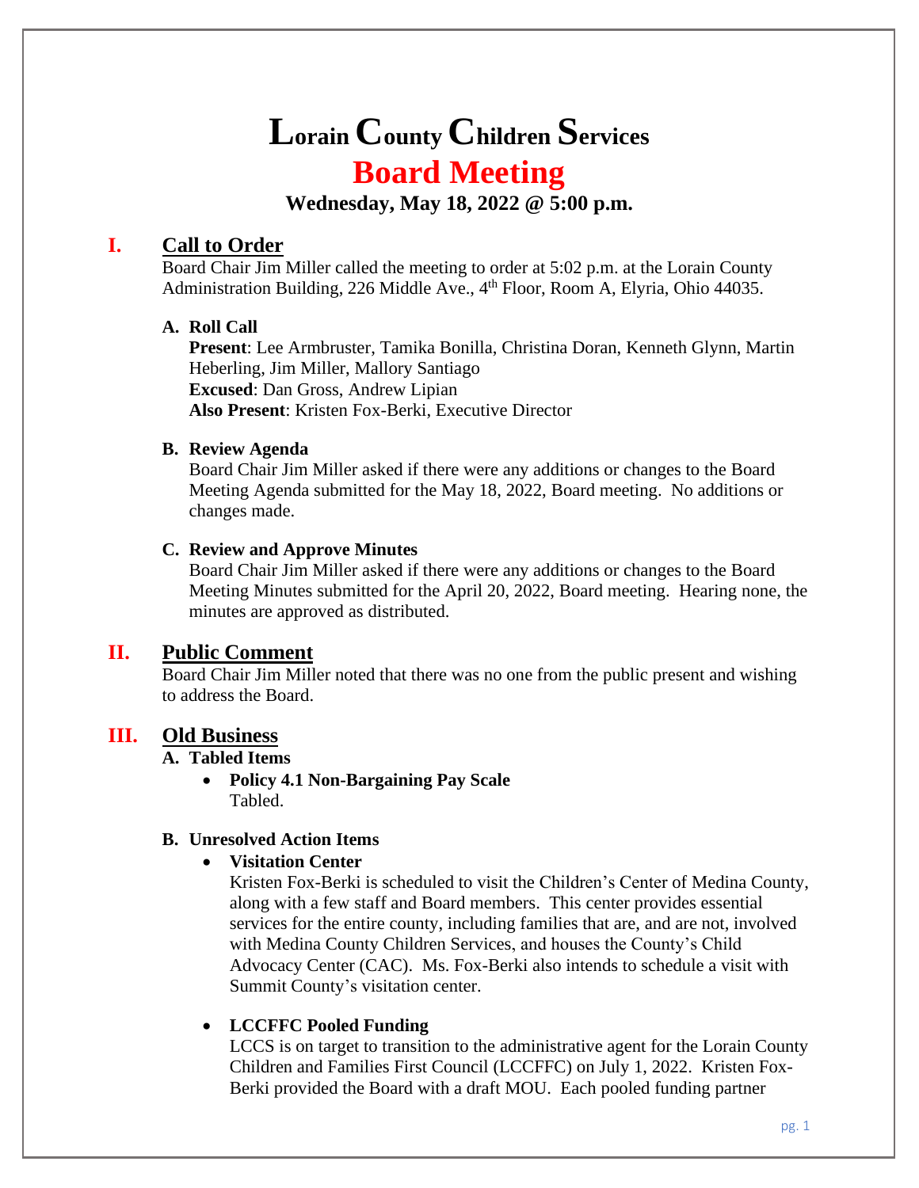# Lorain County Children Services

# Board Meeting

**Wednesday, May 18, 2022 @ 5:00 p.m.**

## I. Call to Order

Board Chair Jim Miller called the meeting to order at 5:02 p.m. at the Lorain County Administration Building, 226 Middle Ave., 4th Floor, Room A, Elyria, Ohio 44035.

### A. Roll Call

**Present**: Lee Armbruster, Tamika Bonilla, Christina Doran, Kenneth Glynn, Martin Heberling, Jim Miller, Mallory Santiago
**Excused**: Dan Gross, Andrew Lipian
**Also Present**: Kristen Fox-Berki, Executive Director

### B. Review Agenda

Board Chair Jim Miller asked if there were any additions or changes to the Board Meeting Agenda submitted for the May 18, 2022, Board meeting. No additions or changes made.

### C. Review and Approve Minutes

Board Chair Jim Miller asked if there were any additions or changes to the Board Meeting Minutes submitted for the April 20, 2022, Board meeting. Hearing none, the minutes are approved as distributed.

## II. Public Comment

Board Chair Jim Miller noted that there was no one from the public present and wishing to address the Board.

## III. Old Business

### A. Tabled Items

- **Policy 4.1 Non-Bargaining Pay Scale**
  Tabled.

### B. Unresolved Action Items

- **Visitation Center**
  Kristen Fox-Berki is scheduled to visit the Children's Center of Medina County, along with a few staff and Board members. This center provides essential services for the entire county, including families that are, and are not, involved with Medina County Children Services, and houses the County's Child Advocacy Center (CAC). Ms. Fox-Berki also intends to schedule a visit with Summit County's visitation center.

- **LCCFFC Pooled Funding**
  LCCS is on target to transition to the administrative agent for the Lorain County Children and Families First Council (LCCFFC) on July 1, 2022. Kristen Fox-Berki provided the Board with a draft MOU. Each pooled funding partner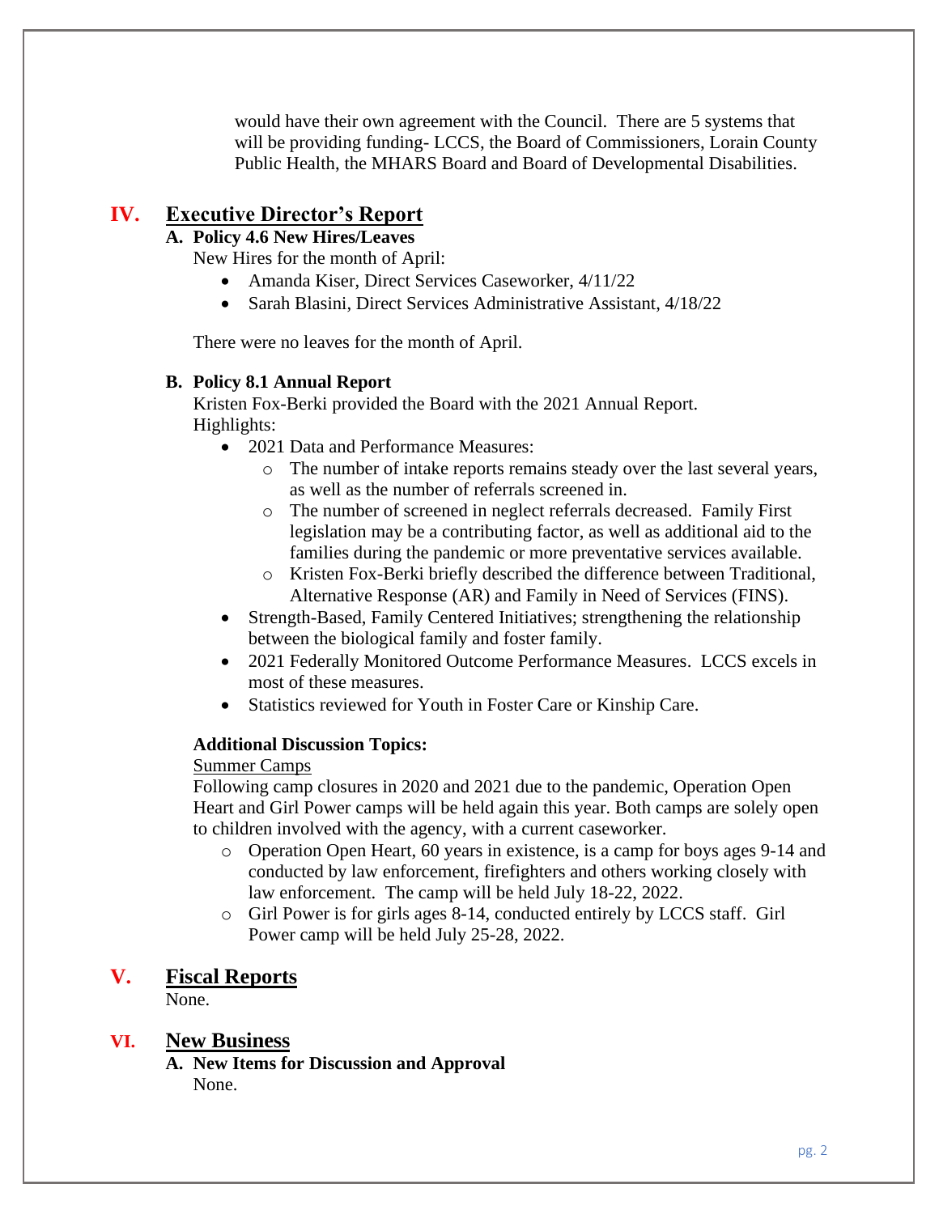would have their own agreement with the Council. There are 5 systems that will be providing funding- LCCS, the Board of Commissioners, Lorain County Public Health, the MHARS Board and Board of Developmental Disabilities.

## IV. Executive Director's Report

### A. Policy 4.6 New Hires/Leaves

New Hires for the month of April:

- Amanda Kiser, Direct Services Caseworker, 4/11/22
- Sarah Blasini, Direct Services Administrative Assistant, 4/18/22

There were no leaves for the month of April.

### B. Policy 8.1 Annual Report

Kristen Fox-Berki provided the Board with the 2021 Annual Report.
Highlights:

- 2021 Data and Performance Measures:
  - The number of intake reports remains steady over the last several years, as well as the number of referrals screened in.
  - The number of screened in neglect referrals decreased. Family First legislation may be a contributing factor, as well as additional aid to the families during the pandemic or more preventative services available.
  - Kristen Fox-Berki briefly described the difference between Traditional, Alternative Response (AR) and Family in Need of Services (FINS).
- Strength-Based, Family Centered Initiatives; strengthening the relationship between the biological family and foster family.
- 2021 Federally Monitored Outcome Performance Measures. LCCS excels in most of these measures.
- Statistics reviewed for Youth in Foster Care or Kinship Care.

**Additional Discussion Topics:**

<u>Summer Camps</u>

Following camp closures in 2020 and 2021 due to the pandemic, Operation Open Heart and Girl Power camps will be held again this year. Both camps are solely open to children involved with the agency, with a current caseworker.

- Operation Open Heart, 60 years in existence, is a camp for boys ages 9-14 and conducted by law enforcement, firefighters and others working closely with law enforcement. The camp will be held July 18-22, 2022.
- Girl Power is for girls ages 8-14, conducted entirely by LCCS staff. Girl Power camp will be held July 25-28, 2022.

## V. Fiscal Reports

None.

## VI. New Business

### A. New Items for Discussion and Approval

None.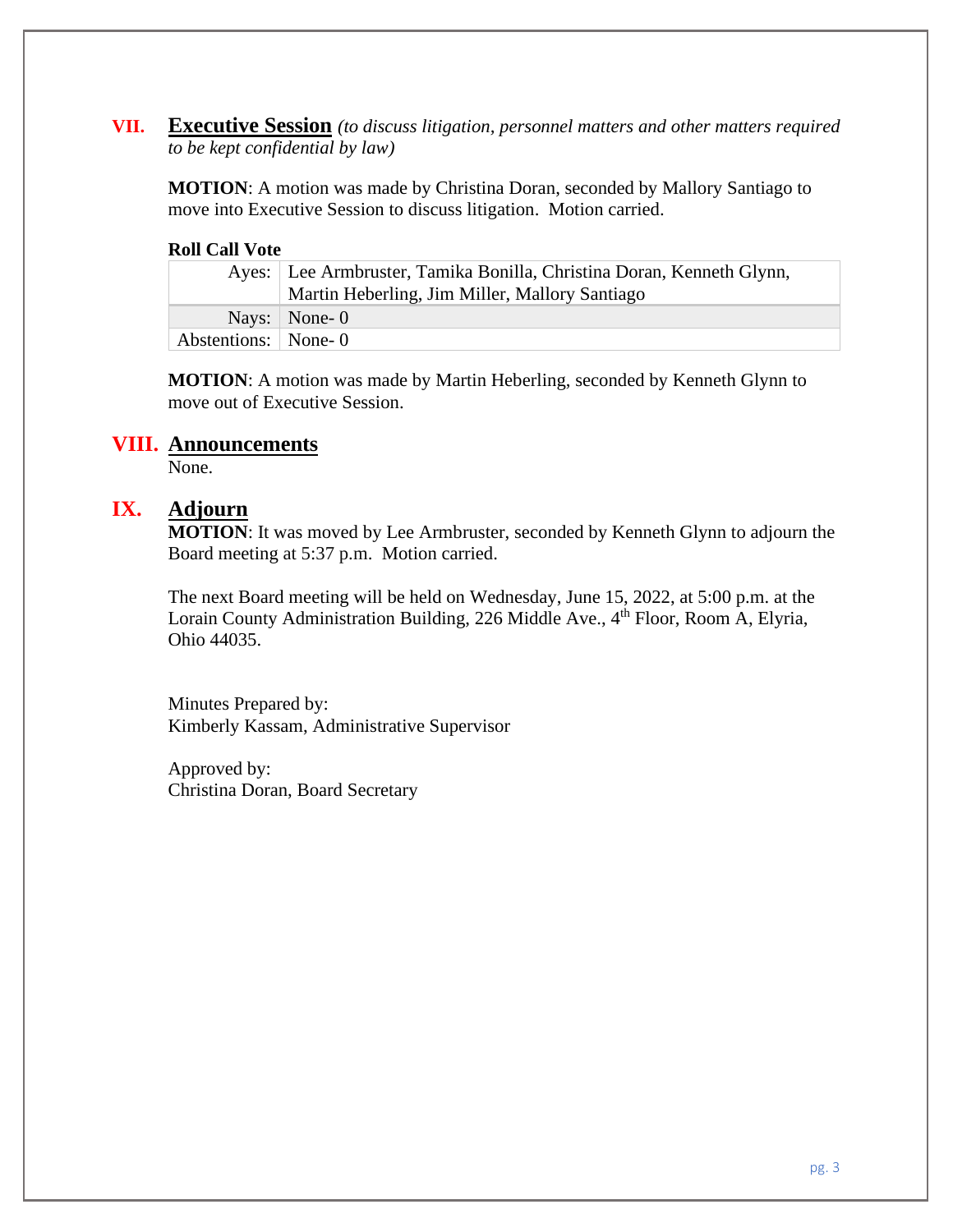## VII. Executive Session *(to discuss litigation, personnel matters and other matters required to be kept confidential by law)*

**MOTION**: A motion was made by Christina Doran, seconded by Mallory Santiago to move into Executive Session to discuss litigation. Motion carried.

**Roll Call Vote**

| | |
|---|---|
| Ayes: | Lee Armbruster, Tamika Bonilla, Christina Doran, Kenneth Glynn, Martin Heberling, Jim Miller, Mallory Santiago |
| Nays: | None- 0 |
| Abstentions: | None- 0 |

**MOTION**: A motion was made by Martin Heberling, seconded by Kenneth Glynn to move out of Executive Session.

## VIII. Announcements

None.

## IX. Adjourn

**MOTION**: It was moved by Lee Armbruster, seconded by Kenneth Glynn to adjourn the Board meeting at 5:37 p.m. Motion carried.

The next Board meeting will be held on Wednesday, June 15, 2022, at 5:00 p.m. at the Lorain County Administration Building, 226 Middle Ave., 4th Floor, Room A, Elyria, Ohio 44035.

Minutes Prepared by:
Kimberly Kassam, Administrative Supervisor

Approved by:
Christina Doran, Board Secretary